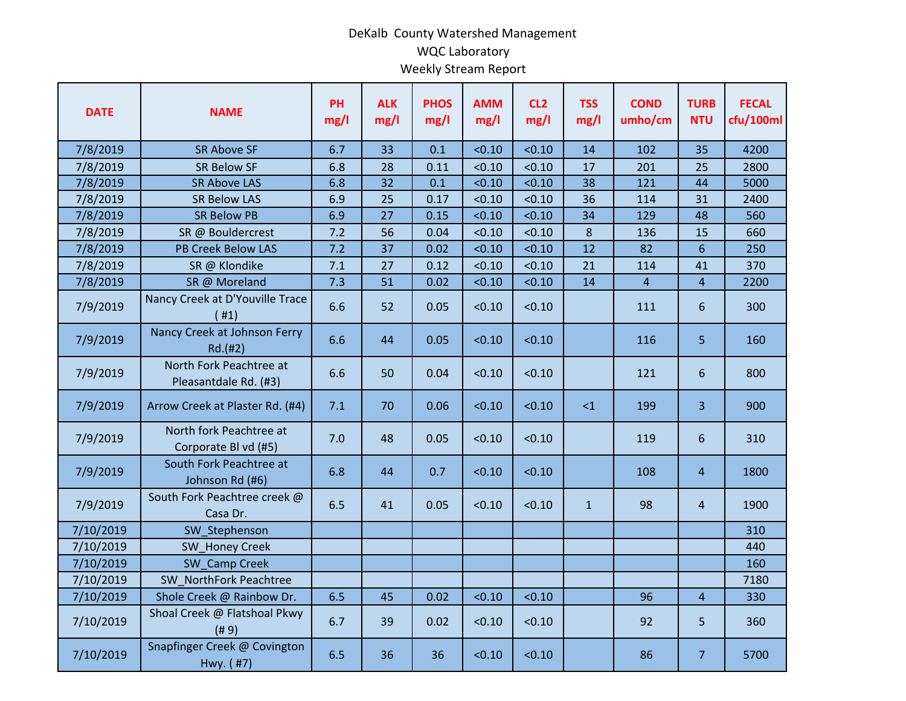DeKalb County Watershed Management

WQC Laboratory

Weekly Stream Report

| DATE | NAME | PH mg/l | ALK mg/l | PHOS mg/l | AMM mg/l | CL2 mg/l | TSS mg/l | COND umho/cm | TURB NTU | FECAL cfu/100ml |
|---|---|---|---|---|---|---|---|---|---|---|
| 7/8/2019 | SR Above SF | 6.7 | 33 | 0.1 | <0.10 | <0.10 | 14 | 102 | 35 | 4200 |
| 7/8/2019 | SR Below SF | 6.8 | 28 | 0.11 | <0.10 | <0.10 | 17 | 201 | 25 | 2800 |
| 7/8/2019 | SR Above LAS | 6.8 | 32 | 0.1 | <0.10 | <0.10 | 38 | 121 | 44 | 5000 |
| 7/8/2019 | SR Below LAS | 6.9 | 25 | 0.17 | <0.10 | <0.10 | 36 | 114 | 31 | 2400 |
| 7/8/2019 | SR Below PB | 6.9 | 27 | 0.15 | <0.10 | <0.10 | 34 | 129 | 48 | 560 |
| 7/8/2019 | SR @ Bouldercrest | 7.2 | 56 | 0.04 | <0.10 | <0.10 | 8 | 136 | 15 | 660 |
| 7/8/2019 | PB Creek Below LAS | 7.2 | 37 | 0.02 | <0.10 | <0.10 | 12 | 82 | 6 | 250 |
| 7/8/2019 | SR @ Klondike | 7.1 | 27 | 0.12 | <0.10 | <0.10 | 21 | 114 | 41 | 370 |
| 7/8/2019 | SR @ Moreland | 7.3 | 51 | 0.02 | <0.10 | <0.10 | 14 | 4 | 4 | 2200 |
| 7/9/2019 | Nancy Creek at D'Youville Trace ( #1) | 6.6 | 52 | 0.05 | <0.10 | <0.10 | | 111 | 6 | 300 |
| 7/9/2019 | Nancy Creek at Johnson Ferry Rd.(#2) | 6.6 | 44 | 0.05 | <0.10 | <0.10 | | 116 | 5 | 160 |
| 7/9/2019 | North Fork Peachtree at Pleasantdale Rd. (#3) | 6.6 | 50 | 0.04 | <0.10 | <0.10 | | 121 | 6 | 800 |
| 7/9/2019 | Arrow Creek at Plaster Rd. (#4) | 7.1 | 70 | 0.06 | <0.10 | <0.10 | <1 | 199 | 3 | 900 |
| 7/9/2019 | North fork Peachtree at Corporate Bl vd (#5) | 7.0 | 48 | 0.05 | <0.10 | <0.10 | | 119 | 6 | 310 |
| 7/9/2019 | South Fork Peachtree at Johnson Rd (#6) | 6.8 | 44 | 0.7 | <0.10 | <0.10 | | 108 | 4 | 1800 |
| 7/9/2019 | South Fork Peachtree creek @ Casa Dr. | 6.5 | 41 | 0.05 | <0.10 | <0.10 | 1 | 98 | 4 | 1900 |
| 7/10/2019 | SW_Stephenson | | | | | | | | | 310 |
| 7/10/2019 | SW_Honey Creek | | | | | | | | | 440 |
| 7/10/2019 | SW_Camp Creek | | | | | | | | | 160 |
| 7/10/2019 | SW_NorthFork Peachtree | | | | | | | | | 7180 |
| 7/10/2019 | Shole Creek @ Rainbow Dr. | 6.5 | 45 | 0.02 | <0.10 | <0.10 | | 96 | 4 | 330 |
| 7/10/2019 | Shoal Creek @ Flatshoal Pkwy (# 9) | 6.7 | 39 | 0.02 | <0.10 | <0.10 | | 92 | 5 | 360 |
| 7/10/2019 | Snapfinger Creek @ Covington Hwy. ( #7) | 6.5 | 36 | 36 | <0.10 | <0.10 | | 86 | 7 | 5700 |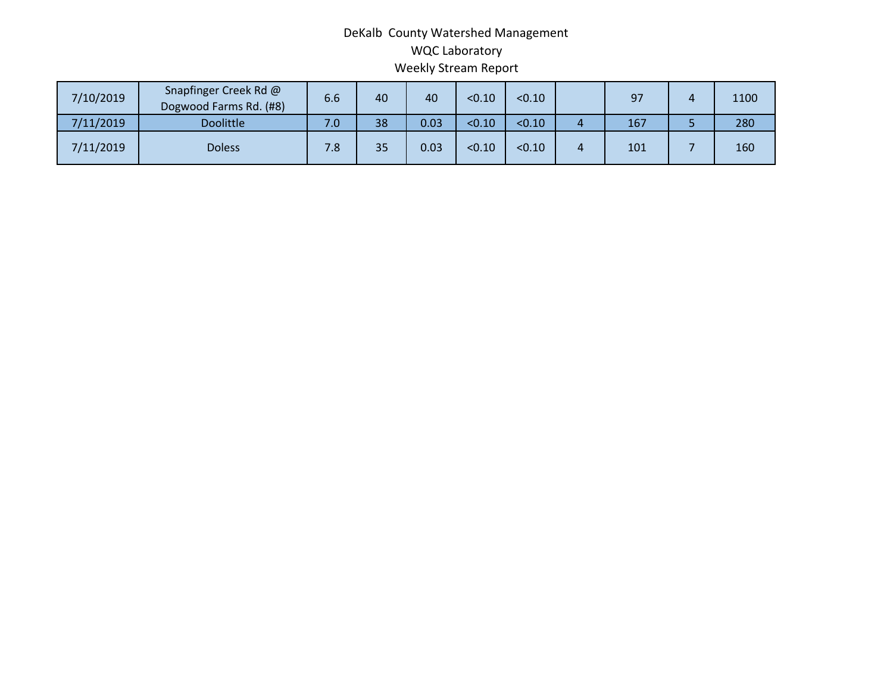DeKalb County Watershed Management

WQC Laboratory

Weekly Stream Report

| | | | | | | | | | | |
|---|---|---|---|---|---|---|---|---|---|---|
| 7/10/2019 | Snapfinger Creek Rd @ Dogwood Farms Rd. (#8) | 6.6 | 40 | 40 | <0.10 | <0.10 | | 97 | 4 | 1100 |
| 7/11/2019 | Doolittle | 7.0 | 38 | 0.03 | <0.10 | <0.10 | 4 | 167 | 5 | 280 |
| 7/11/2019 | Doless | 7.8 | 35 | 0.03 | <0.10 | <0.10 | 4 | 101 | 7 | 160 |